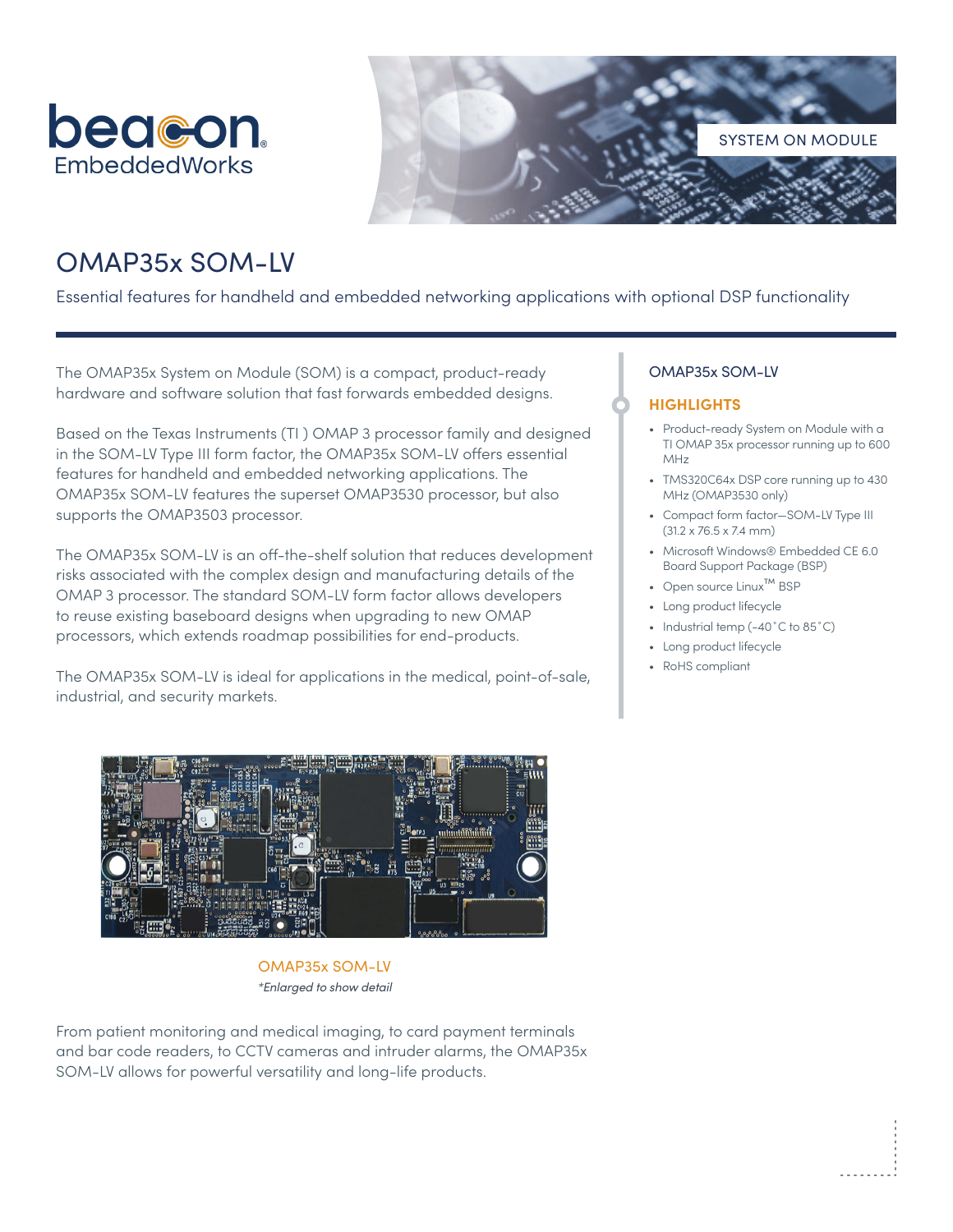beacon EmbeddedWorks

SYSTEM ON MODULE

# OMAP35x SOM-LV

Essential features for handheld and embedded networking applications with optional DSP functionality

The OMAP35x System on Module (SOM) is a compact, product-ready hardware and software solution that fast forwards embedded designs.

Based on the Texas Instruments (TI ) OMAP 3 processor family and designed in the SOM-LV Type III form factor, the OMAP35x SOM-LV offers essential features for handheld and embedded networking applications. The OMAP35x SOM-LV features the superset OMAP3530 processor, but also supports the OMAP3503 processor.

The OMAP35x SOM-LV is an off-the-shelf solution that reduces development risks associated with the complex design and manufacturing details of the OMAP 3 processor. The standard SOM-LV form factor allows developers to reuse existing baseboard designs when upgrading to new OMAP processors, which extends roadmap possibilities for end-products.

The OMAP35x SOM-LV is ideal for applications in the medical, point-of-sale, industrial, and security markets.

OMAP35x SOM-LV

*Enlarged to show detail*

From patient monitoring and medical imaging, to card payment terminals and bar code readers, to CCTV cameras and intruder alarms, the OMAP35x SOM-LV allows for powerful versatility and long-life products.

## OMAP35x SOM-LV

### HIGHLIGHTS

- Product-ready System on Module with a TI OMAP 35x processor running up to 600 MHz
- TMS320C64x DSP core running up to 430 MHz (OMAP3530 only)
- Compact form factor—SOM-LV Type III (31.2 x 76.5 x 7.4 mm)
- Microsoft Windows® Embedded CE 6.0 Board Support Package (BSP)
- Open source Linux™ BSP
- Long product lifecycle
- Industrial temp (-40˚C to 85˚C)
- Long product lifecycle
- RoHS compliant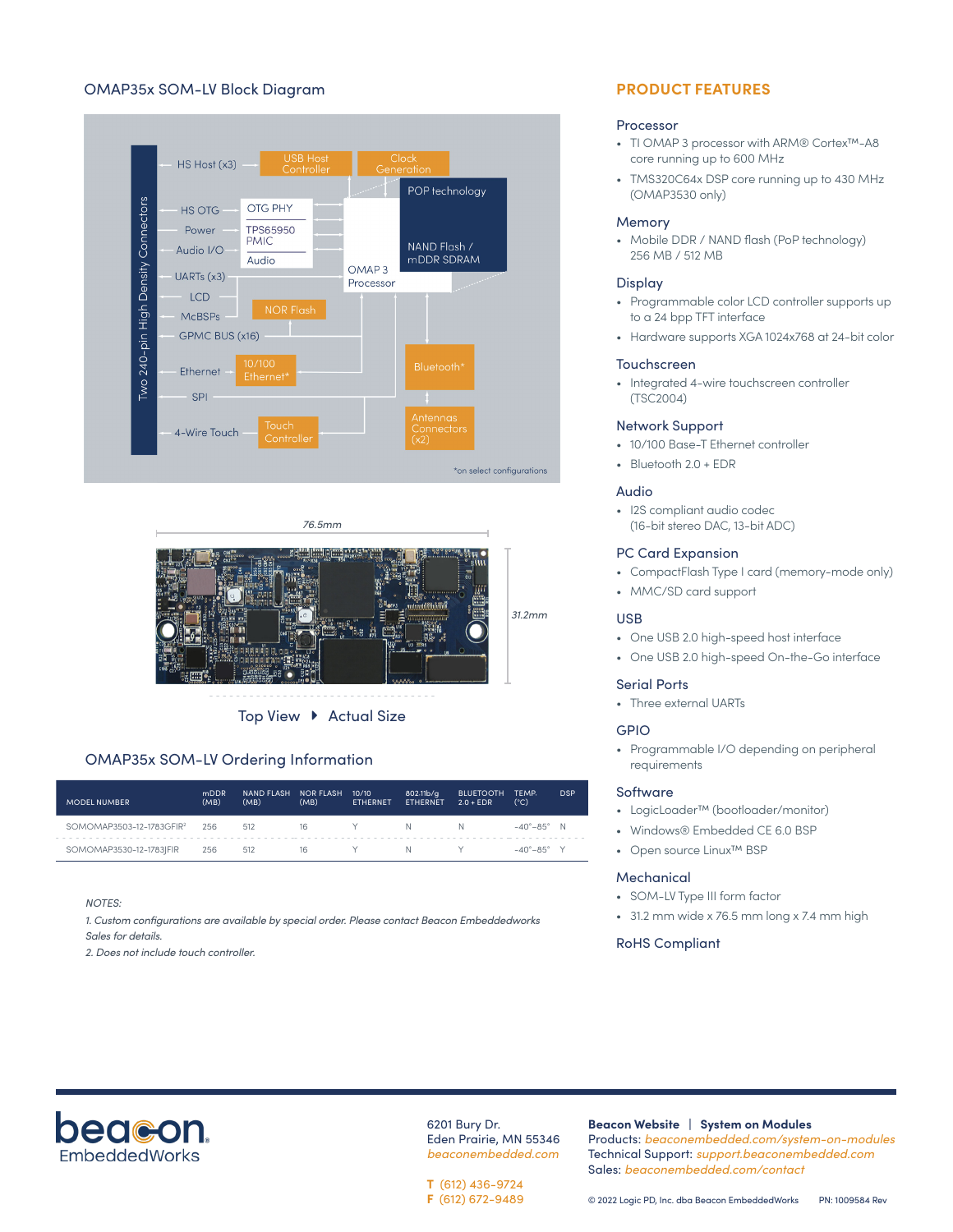## OMAP35x SOM-LV Block Diagram

Two 240-pin High Density Connectors

HS Host (x3)
USB Host Controller
Clock Generation
HS OTG
OTG PHY
Power
TPS65950 PMIC
Audio I/O
Audio
POP technology
NAND Flash / mDDR SDRAM
OMAP 3 Processor
UARTs (x3)
LCD
McBSPs
NOR Flash
GPMC BUS (x16)
Ethernet
10/100 Ethernet*
Bluetooth*
SPI
4-Wire Touch
Touch Controller
Antennas Connectors (x2)

*on select configurations

76.5mm

31.2mm

Top View ▸ Actual Size

## OMAP35x SOM-LV Ordering Information

| MODEL NUMBER | mDDR (MB) | NAND FLASH (MB) | NOR FLASH (MB) | 10/10 ETHERNET | 802.11b/g ETHERNET | BLUETOOTH 2.0 + EDR | TEMP. (°C) | DSP |
|---|---|---|---|---|---|---|---|---|
| SOMOMAP3503-12-1783GFIR[2] | 256 | 512 | 16 | Y | N | N | -40°-85° | N |
| SOMOMAP3530-12-1783JFIR | 256 | 512 | 16 | Y | N | Y | -40°-85° | Y |

*NOTES:*

*1. Custom configurations are available by special order. Please contact Beacon Embeddedworks Sales for details.*

*2. Does not include touch controller.*

## PRODUCT FEATURES

### Processor
- TI OMAP 3 processor with ARM® Cortex™-A8 core running up to 600 MHz
- TMS320C64x DSP core running up to 430 MHz (OMAP3530 only)

### Memory
- Mobile DDR / NAND flash (PoP technology) 256 MB / 512 MB

### Display
- Programmable color LCD controller supports up to a 24 bpp TFT interface
- Hardware supports XGA 1024x768 at 24-bit color

### Touchscreen
- Integrated 4-wire touchscreen controller (TSC2004)

### Network Support
- 10/100 Base-T Ethernet controller
- Bluetooth 2.0 + EDR

### Audio
- I2S compliant audio codec (16-bit stereo DAC, 13-bit ADC)

### PC Card Expansion
- CompactFlash Type I card (memory-mode only)
- MMC/SD card support

### USB
- One USB 2.0 high-speed host interface
- One USB 2.0 high-speed On-the-Go interface

### Serial Ports
- Three external UARTs

### GPIO
- Programmable I/O depending on peripheral requirements

### Software
- LogicLoader™ (bootloader/monitor)
- Windows® Embedded CE 6.0 BSP
- Open source Linux™ BSP

### Mechanical
- SOM-LV Type III form factor
- 31.2 mm wide x 76.5 mm long x 7.4 mm high

### RoHS Compliant

beacon EmbeddedWorks

6201 Bury Dr.
Eden Prairie, MN 55346
*beaconembedded.com*

**T** (612) 436-9724
**F** (612) 672-9489

**Beacon Website | System on Modules**
Products: *beaconembedded.com/system-on-modules*
Technical Support: *support.beaconembedded.com*
Sales: *beaconembedded.com/contact*

© 2022 Logic PD, Inc. dba Beacon EmbeddedWorks PN: 1009584 Rev